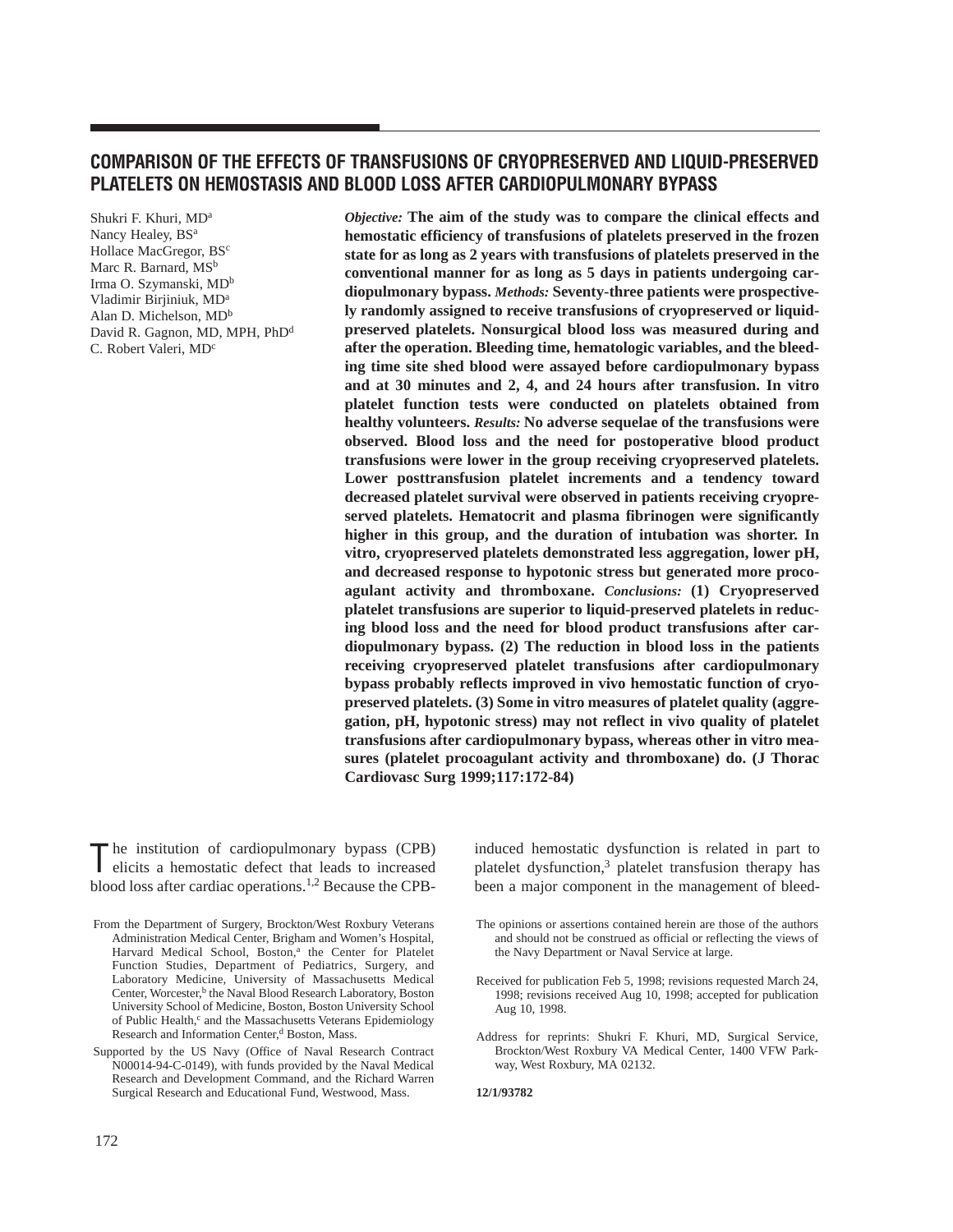# COMPARISON OF THE EFFECTS OF TRANSFUSIONS OF CRYOPRESERVED AND LIQUID-PRESERVED PLATELETS ON HEMOSTASIS AND BLOOD LOSS AFTER CARDIOPULMONARY BYPASS

Shukri F. Khuri, MD[a]
Nancy Healey, BS[a]
Hollace MacGregor, BS[c]
Marc R. Barnard, MS[b]
Irma O. Szymanski, MD[b]
Vladimir Birjiniuk, MD[a]
Alan D. Michelson, MD[b]
David R. Gagnon, MD, MPH, PhD[d]
C. Robert Valeri, MD[c]

***Objective:*** **The aim of the study was to compare the clinical effects and hemostatic efficiency of transfusions of platelets preserved in the frozen state for as long as 2 years with transfusions of platelets preserved in the conventional manner for as long as 5 days in patients undergoing cardiopulmonary bypass.** ***Methods:*** **Seventy-three patients were prospectively randomly assigned to receive transfusions of cryopreserved or liquid-preserved platelets. Nonsurgical blood loss was measured during and after the operation. Bleeding time, hematologic variables, and the bleeding time site shed blood were assayed before cardiopulmonary bypass and at 30 minutes and 2, 4, and 24 hours after transfusion. In vitro platelet function tests were conducted on platelets obtained from healthy volunteers.** ***Results:*** **No adverse sequelae of the transfusions were observed. Blood loss and the need for postoperative blood product transfusions were lower in the group receiving cryopreserved platelets. Lower posttransfusion platelet increments and a tendency toward decreased platelet survival were observed in patients receiving cryopreserved platelets. Hematocrit and plasma fibrinogen were significantly higher in this group, and the duration of intubation was shorter. In vitro, cryopreserved platelets demonstrated less aggregation, lower pH, and decreased response to hypotonic stress but generated more procoagulant activity and thromboxane.** ***Conclusions:*** **(1) Cryopreserved platelet transfusions are superior to liquid-preserved platelets in reducing blood loss and the need for blood product transfusions after cardiopulmonary bypass. (2) The reduction in blood loss in the patients receiving cryopreserved platelet transfusions after cardiopulmonary bypass probably reflects improved in vivo hemostatic function of cryopreserved platelets. (3) Some in vitro measures of platelet quality (aggregation, pH, hypotonic stress) may not reflect in vivo quality of platelet transfusions after cardiopulmonary bypass, whereas other in vitro measures (platelet procoagulant activity and thromboxane) do. (J Thorac Cardiovasc Surg 1999;117:172-84)**

The institution of cardiopulmonary bypass (CPB) elicits a hemostatic defect that leads to increased blood loss after cardiac operations.[1,2] Because the CPB-induced hemostatic dysfunction is related in part to platelet dysfunction,[3] platelet transfusion therapy has been a major component in the management of bleed-

From the Department of Surgery, Brockton/West Roxbury Veterans Administration Medical Center, Brigham and Women's Hospital, Harvard Medical School, Boston,[a] the Center for Platelet Function Studies, Department of Pediatrics, Surgery, and Laboratory Medicine, University of Massachusetts Medical Center, Worcester,[b] the Naval Blood Research Laboratory, Boston University School of Medicine, Boston, Boston University School of Public Health,[c] and the Massachusetts Veterans Epidemiology Research and Information Center,[d] Boston, Mass.

Supported by the US Navy (Office of Naval Research Contract N00014-94-C-0149), with funds provided by the Naval Medical Research and Development Command, and the Richard Warren Surgical Research and Educational Fund, Westwood, Mass.

The opinions or assertions contained herein are those of the authors and should not be construed as official or reflecting the views of the Navy Department or Naval Service at large.

Received for publication Feb 5, 1998; revisions requested March 24, 1998; revisions received Aug 10, 1998; accepted for publication Aug 10, 1998.

Address for reprints: Shukri F. Khuri, MD, Surgical Service, Brockton/West Roxbury VA Medical Center, 1400 VFW Parkway, West Roxbury, MA 02132.

**12/1/93782**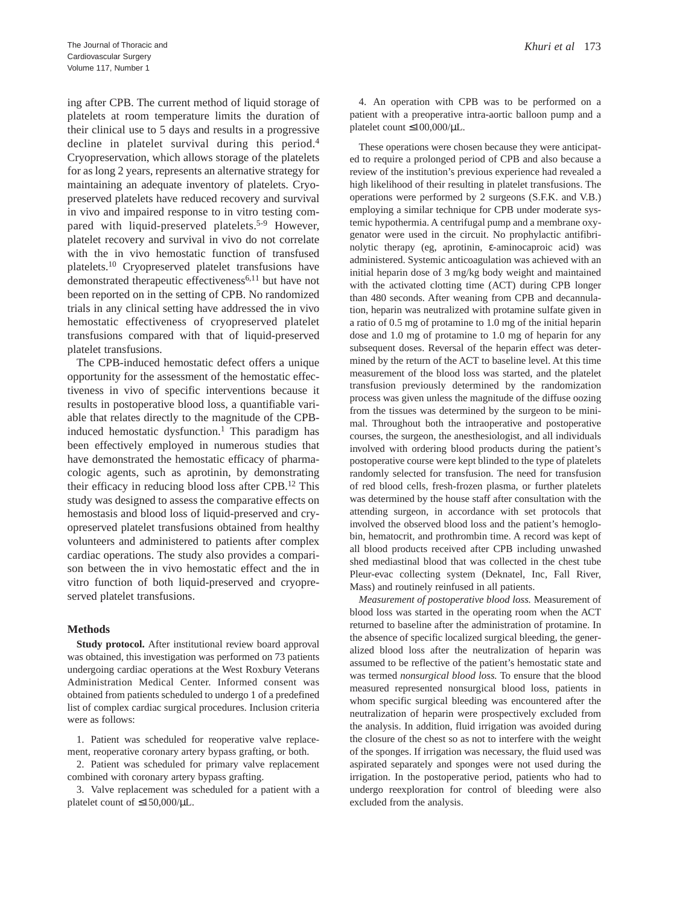ing after CPB. The current method of liquid storage of platelets at room temperature limits the duration of their clinical use to 5 days and results in a progressive decline in platelet survival during this period.[4] Cryopreservation, which allows storage of the platelets for as long 2 years, represents an alternative strategy for maintaining an adequate inventory of platelets. Cryopreserved platelets have reduced recovery and survival in vivo and impaired response to in vitro testing compared with liquid-preserved platelets.[5-9] However, platelet recovery and survival in vivo do not correlate with the in vivo hemostatic function of transfused platelets.[10] Cryopreserved platelet transfusions have demonstrated therapeutic effectiveness[6,11] but have not been reported on in the setting of CPB. No randomized trials in any clinical setting have addressed the in vivo hemostatic effectiveness of cryopreserved platelet transfusions compared with that of liquid-preserved platelet transfusions.

The CPB-induced hemostatic defect offers a unique opportunity for the assessment of the hemostatic effectiveness in vivo of specific interventions because it results in postoperative blood loss, a quantifiable variable that relates directly to the magnitude of the CPB-induced hemostatic dysfunction.[1] This paradigm has been effectively employed in numerous studies that have demonstrated the hemostatic efficacy of pharmacologic agents, such as aprotinin, by demonstrating their efficacy in reducing blood loss after CPB.[12] This study was designed to assess the comparative effects on hemostasis and blood loss of liquid-preserved and cryopreserved platelet transfusions obtained from healthy volunteers and administered to patients after complex cardiac operations. The study also provides a comparison between the in vivo hemostatic effect and the in vitro function of both liquid-preserved and cryopreserved platelet transfusions.

## Methods

**Study protocol.** After institutional review board approval was obtained, this investigation was performed on 73 patients undergoing cardiac operations at the West Roxbury Veterans Administration Medical Center. Informed consent was obtained from patients scheduled to undergo 1 of a predefined list of complex cardiac surgical procedures. Inclusion criteria were as follows:

1. Patient was scheduled for reoperative valve replacement, reoperative coronary artery bypass grafting, or both.
2. Patient was scheduled for primary valve replacement combined with coronary artery bypass grafting.
3. Valve replacement was scheduled for a patient with a platelet count of ≤150,000/µL.
4. An operation with CPB was to be performed on a patient with a preoperative intra-aortic balloon pump and a platelet count ≤100,000/µL.

These operations were chosen because they were anticipated to require a prolonged period of CPB and also because a review of the institution's previous experience had revealed a high likelihood of their resulting in platelet transfusions. The operations were performed by 2 surgeons (S.F.K. and V.B.) employing a similar technique for CPB under moderate systemic hypothermia. A centrifugal pump and a membrane oxygenator were used in the circuit. No prophylactic antifibrinolytic therapy (eg, aprotinin, ε-aminocaproic acid) was administered. Systemic anticoagulation was achieved with an initial heparin dose of 3 mg/kg body weight and maintained with the activated clotting time (ACT) during CPB longer than 480 seconds. After weaning from CPB and decannulation, heparin was neutralized with protamine sulfate given in a ratio of 0.5 mg of protamine to 1.0 mg of the initial heparin dose and 1.0 mg of protamine to 1.0 mg of heparin for any subsequent doses. Reversal of the heparin effect was determined by the return of the ACT to baseline level. At this time measurement of the blood loss was started, and the platelet transfusion previously determined by the randomization process was given unless the magnitude of the diffuse oozing from the tissues was determined by the surgeon to be minimal. Throughout both the intraoperative and postoperative courses, the surgeon, the anesthesiologist, and all individuals involved with ordering blood products during the patient's postoperative course were kept blinded to the type of platelets randomly selected for transfusion. The need for transfusion of red blood cells, fresh-frozen plasma, or further platelets was determined by the house staff after consultation with the attending surgeon, in accordance with set protocols that involved the observed blood loss and the patient's hemoglobin, hematocrit, and prothrombin time. A record was kept of all blood products received after CPB including unwashed shed mediastinal blood that was collected in the chest tube Pleur-evac collecting system (Deknatel, Inc, Fall River, Mass) and routinely reinfused in all patients.

*Measurement of postoperative blood loss.* Measurement of blood loss was started in the operating room when the ACT returned to baseline after the administration of protamine. In the absence of specific localized surgical bleeding, the generalized blood loss after the neutralization of heparin was assumed to be reflective of the patient's hemostatic state and was termed *nonsurgical blood loss.* To ensure that the blood measured represented nonsurgical blood loss, patients in whom specific surgical bleeding was encountered after the neutralization of heparin were prospectively excluded from the analysis. In addition, fluid irrigation was avoided during the closure of the chest so as not to interfere with the weight of the sponges. If irrigation was necessary, the fluid used was aspirated separately and sponges were not used during the irrigation. In the postoperative period, patients who had to undergo reexploration for control of bleeding were also excluded from the analysis.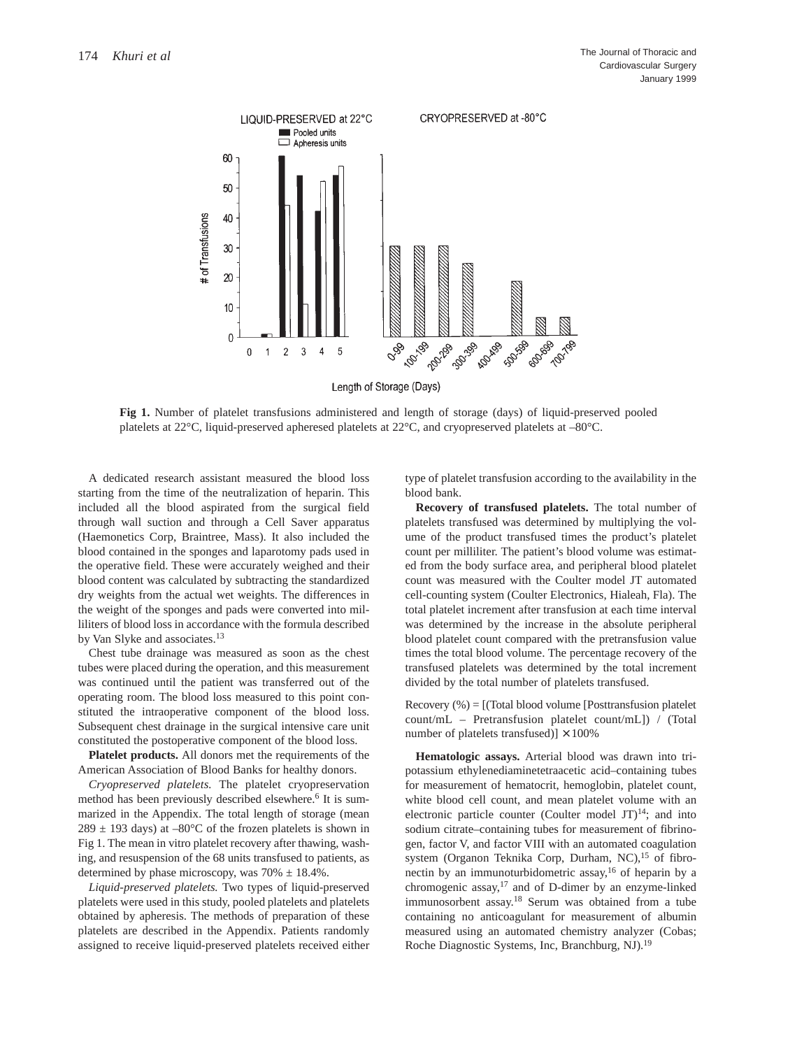**Fig 1.** Number of platelet transfusions administered and length of storage (days) of liquid-preserved pooled platelets at 22°C, liquid-preserved apheresed platelets at 22°C, and cryopreserved platelets at –80°C.

A dedicated research assistant measured the blood loss starting from the time of the neutralization of heparin. This included all the blood aspirated from the surgical field through wall suction and through a Cell Saver apparatus (Haemonetics Corp, Braintree, Mass). It also included the blood contained in the sponges and laparotomy pads used in the operative field. These were accurately weighed and their blood content was calculated by subtracting the standardized dry weights from the actual wet weights. The differences in the weight of the sponges and pads were converted into milliliters of blood loss in accordance with the formula described by Van Slyke and associates.[13]

Chest tube drainage was measured as soon as the chest tubes were placed during the operation, and this measurement was continued until the patient was transferred out of the operating room. The blood loss measured to this point constituted the intraoperative component of the blood loss. Subsequent chest drainage in the surgical intensive care unit constituted the postoperative component of the blood loss.

**Platelet products.** All donors met the requirements of the American Association of Blood Banks for healthy donors.

*Cryopreserved platelets.* The platelet cryopreservation method has been previously described elsewhere.[6] It is summarized in the Appendix. The total length of storage (mean 289 ± 193 days) at –80°C of the frozen platelets is shown in Fig 1. The mean in vitro platelet recovery after thawing, washing, and resuspension of the 68 units transfused to patients, as determined by phase microscopy, was 70% ± 18.4%.

*Liquid-preserved platelets.* Two types of liquid-preserved platelets were used in this study, pooled platelets and platelets obtained by apheresis. The methods of preparation of these platelets are described in the Appendix. Patients randomly assigned to receive liquid-preserved platelets received either type of platelet transfusion according to the availability in the blood bank.

**Recovery of transfused platelets.** The total number of platelets transfused was determined by multiplying the volume of the product transfused times the product's platelet count per milliliter. The patient's blood volume was estimated from the body surface area, and peripheral blood platelet count was measured with the Coulter model JT automated cell-counting system (Coulter Electronics, Hialeah, Fla). The total platelet increment after transfusion at each time interval was determined by the increase in the absolute peripheral blood platelet count compared with the pretransfusion value times the total blood volume. The percentage recovery of the transfused platelets was determined by the total increment divided by the total number of platelets transfused.

Recovery (%) = [(Total blood volume [Posttransfusion platelet count/mL – Pretransfusion platelet count/mL]) / (Total number of platelets transfused)] × 100%

**Hematologic assays.** Arterial blood was drawn into tripotassium ethylenediaminetetraacetic acid–containing tubes for measurement of hematocrit, hemoglobin, platelet count, white blood cell count, and mean platelet volume with an electronic particle counter (Coulter model JT)[14]; and into sodium citrate–containing tubes for measurement of fibrinogen, factor V, and factor VIII with an automated coagulation system (Organon Teknika Corp, Durham, NC),[15] of fibronectin by an immunoturbidometric assay,[16] of heparin by a chromogenic assay,[17] and of D-dimer by an enzyme-linked immunosorbent assay.[18] Serum was obtained from a tube containing no anticoagulant for measurement of albumin measured using an automated chemistry analyzer (Cobas; Roche Diagnostic Systems, Inc, Branchburg, NJ).[19]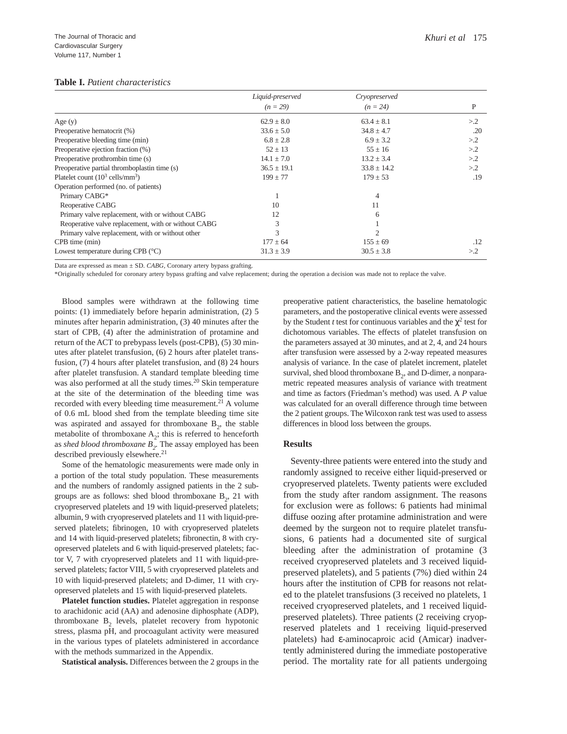**Table I.** *Patient characteristics*

| | *Liquid-preserved* (*n = 29*) | *Cryopreserved* (*n = 24*) | P |
|---|---|---|---|
| Age (y) | 62.9 ± 8.0 | 63.4 ± 8.1 | >.2 |
| Preoperative hematocrit (%) | 33.6 ± 5.0 | 34.8 ± 4.7 | .20 |
| Preoperative bleeding time (min) | 6.8 ± 2.8 | 6.9 ± 3.2 | >.2 |
| Preoperative ejection fraction (%) | 52 ± 13 | 55 ± 16 | >.2 |
| Preoperative prothrombin time (s) | 14.1 ± 7.0 | 13.2 ± 3.4 | >.2 |
| Preoperative partial thromboplastin time (s) | 36.5 ± 19.1 | 33.8 ± 14.2 | >.2 |
| Platelet count ($10^3$ cells/$mm^3$) | 199 ± 77 | 179 ± 53 | .19 |
| Operation performed (no. of patients) | | | |
| Primary CABG* | 1 | 4 | |
| Reoperative CABG | 10 | 11 | |
| Primary valve replacement, with or without CABG | 12 | 6 | |
| Reoperative valve replacement, with or without CABG | 3 | 1 | |
| Primary valve replacement, with or without other | 3 | 2 | |
| CPB time (min) | 177 ± 64 | 155 ± 69 | .12 |
| Lowest temperature during CPB (°C) | 31.3 ± 3.9 | 30.5 ± 3.8 | >.2 |

Data are expressed as mean ± SD. *CABG*, Coronary artery bypass grafting.

*Originally scheduled for coronary artery bypass grafting and valve replacement; during the operation a decision was made not to replace the valve.

Blood samples were withdrawn at the following time points: (1) immediately before heparin administration, (2) 5 minutes after heparin administration, (3) 40 minutes after the start of CPB, (4) after the administration of protamine and return of the ACT to prebypass levels (post-CPB), (5) 30 minutes after platelet transfusion, (6) 2 hours after platelet transfusion, (7) 4 hours after platelet transfusion, and (8) 24 hours after platelet transfusion. A standard template bleeding time was also performed at all the study times.[20] Skin temperature at the site of the determination of the bleeding time was recorded with every bleeding time measurement.[21] A volume of 0.6 mL blood shed from the template bleeding time site was aspirated and assayed for thromboxane $B_2$, the stable metabolite of thromboxane $A_2$; this is referred to henceforth as *shed blood thromboxane $B_2$*. The assay employed has been described previously elsewhere.[21]

Some of the hematologic measurements were made only in a portion of the total study population. These measurements and the numbers of randomly assigned patients in the 2 subgroups are as follows: shed blood thromboxane $B_2$, 21 with cryopreserved platelets and 19 with liquid-preserved platelets; albumin, 9 with cryopreserved platelets and 11 with liquid-preserved platelets; fibrinogen, 10 with cryopreserved platelets and 14 with liquid-preserved platelets; fibronectin, 8 with cryopreserved platelets and 6 with liquid-preserved platelets; factor V, 7 with cryopreserved platelets and 11 with liquid-preserved platelets; factor VIII, 5 with cryopreserved platelets and 10 with liquid-preserved platelets; and D-dimer, 11 with cryopreserved platelets and 15 with liquid-preserved platelets.

**Platelet function studies.** Platelet aggregation in response to arachidonic acid (AA) and adenosine diphosphate (ADP), thromboxane $B_2$ levels, platelet recovery from hypotonic stress, plasma pH, and procoagulant activity were measured in the various types of platelets administered in accordance with the methods summarized in the Appendix.

**Statistical analysis.** Differences between the 2 groups in the preoperative patient characteristics, the baseline hematologic parameters, and the postoperative clinical events were assessed by the Student *t* test for continuous variables and the $\chi^2$ test for dichotomous variables. The effects of platelet transfusion on the parameters assayed at 30 minutes, and at 2, 4, and 24 hours after transfusion were assessed by a 2-way repeated measures analysis of variance. In the case of platelet increment, platelet survival, shed blood thromboxane $B_2$, and D-dimer, a nonparametric repeated measures analysis of variance with treatment and time as factors (Friedman's method) was used. A *P* value was calculated for an overall difference through time between the 2 patient groups. The Wilcoxon rank test was used to assess differences in blood loss between the groups.

## Results

Seventy-three patients were entered into the study and randomly assigned to receive either liquid-preserved or cryopreserved platelets. Twenty patients were excluded from the study after random assignment. The reasons for exclusion were as follows: 6 patients had minimal diffuse oozing after protamine administration and were deemed by the surgeon not to require platelet transfusions, 6 patients had a documented site of surgical bleeding after the administration of protamine (3 received cryopreserved platelets and 3 received liquid-preserved platelets), and 5 patients (7%) died within 24 hours after the institution of CPB for reasons not related to the platelet transfusions (3 received no platelets, 1 received cryopreserved platelets, and 1 received liquid-preserved platelets). Three patients (2 receiving cryopreserved platelets and 1 receiving liquid-preserved platelets) had ε-aminocaproic acid (Amicar) inadvertently administered during the immediate postoperative period. The mortality rate for all patients undergoing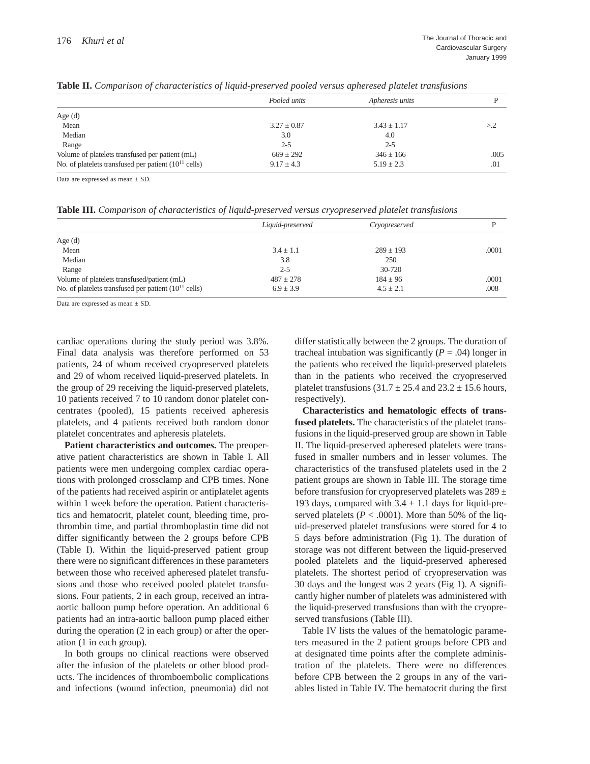**Table II.** *Comparison of characteristics of liquid-preserved pooled versus apheresed platelet transfusions*

| | *Pooled units* | *Apheresis units* | P |
|---|---|---|---|
| Age (d) | | | |
| Mean | 3.27 ± 0.87 | 3.43 ± 1.17 | >.2 |
| Median | 3.0 | 4.0 | |
| Range | 2-5 | 2-5 | |
| Volume of platelets transfused per patient (mL) | 669 ± 292 | 346 ± 166 | .005 |
| No. of platelets transfused per patient ($10^{11}$ cells) | 9.17 ± 4.3 | 5.19 ± 2.3 | .01 |

Data are expressed as mean ± SD.

**Table III.** *Comparison of characteristics of liquid-preserved versus cryopreserved platelet transfusions*

| | *Liquid-preserved* | *Cryopreserved* | P |
|---|---|---|---|
| Age (d) | | | |
| Mean | 3.4 ± 1.1 | 289 ± 193 | .0001 |
| Median | 3.8 | 250 | |
| Range | 2-5 | 30-720 | |
| Volume of platelets transfused/patient (mL) | 487 ± 278 | 184 ± 96 | .0001 |
| No. of platelets transfused per patient ($10^{11}$ cells) | 6.9 ± 3.9 | 4.5 ± 2.1 | .008 |

Data are expressed as mean ± SD.

cardiac operations during the study period was 3.8%. Final data analysis was therefore performed on 53 patients, 24 of whom received cryopreserved platelets and 29 of whom received liquid-preserved platelets. In the group of 29 receiving the liquid-preserved platelets, 10 patients received 7 to 10 random donor platelet concentrates (pooled), 15 patients received apheresis platelets, and 4 patients received both random donor platelet concentrates and apheresis platelets.

**Patient characteristics and outcomes.** The preoperative patient characteristics are shown in Table I. All patients were men undergoing complex cardiac operations with prolonged crossclamp and CPB times. None of the patients had received aspirin or antiplatelet agents within 1 week before the operation. Patient characteristics and hematocrit, platelet count, bleeding time, prothrombin time, and partial thromboplastin time did not differ significantly between the 2 groups before CPB (Table I). Within the liquid-preserved patient group there were no significant differences in these parameters between those who received apheresed platelet transfusions and those who received pooled platelet transfusions. Four patients, 2 in each group, received an intra-aortic balloon pump before operation. An additional 6 patients had an intra-aortic balloon pump placed either during the operation (2 in each group) or after the operation (1 in each group).

In both groups no clinical reactions were observed after the infusion of the platelets or other blood products. The incidences of thromboembolic complications and infections (wound infection, pneumonia) did not differ statistically between the 2 groups. The duration of tracheal intubation was significantly ($P = .04$) longer in the patients who received the liquid-preserved platelets than in the patients who received the cryopreserved platelet transfusions (31.7 ± 25.4 and 23.2 ± 15.6 hours, respectively).

**Characteristics and hematologic effects of transfused platelets.** The characteristics of the platelet transfusions in the liquid-preserved group are shown in Table II. The liquid-preserved apheresed platelets were transfused in smaller numbers and in lesser volumes. The characteristics of the transfused platelets used in the 2 patient groups are shown in Table III. The storage time before transfusion for cryopreserved platelets was 289 ± 193 days, compared with 3.4 ± 1.1 days for liquid-preserved platelets ($P < .0001$). More than 50% of the liquid-preserved platelet transfusions were stored for 4 to 5 days before administration (Fig 1). The duration of storage was not different between the liquid-preserved pooled platelets and the liquid-preserved apheresed platelets. The shortest period of cryopreservation was 30 days and the longest was 2 years (Fig 1). A significantly higher number of platelets was administered with the liquid-preserved transfusions than with the cryopreserved transfusions (Table III).

Table IV lists the values of the hematologic parameters measured in the 2 patient groups before CPB and at designated time points after the complete administration of the platelets. There were no differences before CPB between the 2 groups in any of the variables listed in Table IV. The hematocrit during the first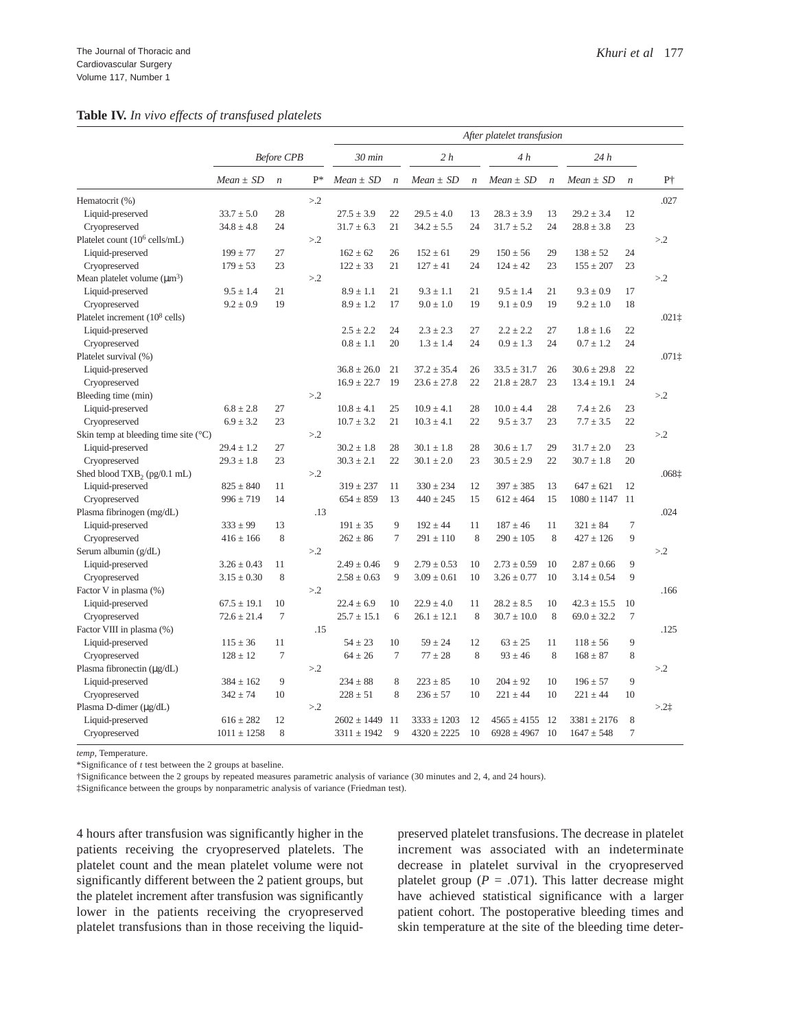**Table IV.** *In vivo effects of transfused platelets*

| | *Before CPB* | | | *After platelet transfusion* | | | | | | | | | |
|---|---|---|---|---|---|---|---|---|---|---|---|---|---|
| | | | | *30 min* | | *2 h* | | *4 h* | | *24 h* | | | |
| | *Mean ± SD* | *n* | P* | *Mean ± SD* | *n* | *Mean ± SD* | *n* | *Mean ± SD* | *n* | *Mean ± SD* | *n* | P† |
| Hematocrit (%) | | | >.2 | | | | | | | | | .027 |
| Liquid-preserved | 33.7 ± 5.0 | 28 | | 27.5 ± 3.9 | 22 | 29.5 ± 4.0 | 13 | 28.3 ± 3.9 | 13 | 29.2 ± 3.4 | 12 | |
| Cryopreserved | 34.8 ± 4.8 | 24 | | 31.7 ± 6.3 | 21 | 34.2 ± 5.5 | 24 | 31.7 ± 5.2 | 24 | 28.8 ± 3.8 | 23 | |
| Platelet count ($10^6$ cells/mL) | | | >.2 | | | | | | | | | >.2 |
| Liquid-preserved | 199 ± 77 | 27 | | 162 ± 62 | 26 | 152 ± 61 | 29 | 150 ± 56 | 29 | 138 ± 52 | 24 | |
| Cryopreserved | 179 ± 53 | 23 | | 122 ± 33 | 21 | 127 ± 41 | 24 | 124 ± 42 | 23 | 155 ± 207 | 23 | |
| Mean platelet volume (μm$^3$) | | | >.2 | | | | | | | | | >.2 |
| Liquid-preserved | 9.5 ± 1.4 | 21 | | 8.9 ± 1.1 | 21 | 9.3 ± 1.1 | 21 | 9.5 ± 1.4 | 21 | 9.3 ± 0.9 | 17 | |
| Cryopreserved | 9.2 ± 0.9 | 19 | | 8.9 ± 1.2 | 17 | 9.0 ± 1.0 | 19 | 9.1 ± 0.9 | 19 | 9.2 ± 1.0 | 18 | |
| Platelet increment ($10^8$ cells) | | | | | | | | | | | | .021‡ |
| Liquid-preserved | | | | 2.5 ± 2.2 | 24 | 2.3 ± 2.3 | 27 | 2.2 ± 2.2 | 27 | 1.8 ± 1.6 | 22 | |
| Cryopreserved | | | | 0.8 ± 1.1 | 20 | 1.3 ± 1.4 | 24 | 0.9 ± 1.3 | 24 | 0.7 ± 1.2 | 24 | |
| Platelet survival (%) | | | | | | | | | | | | .071‡ |
| Liquid-preserved | | | | 36.8 ± 26.0 | 21 | 37.2 ± 35.4 | 26 | 33.5 ± 31.7 | 26 | 30.6 ± 29.8 | 22 | |
| Cryopreserved | | | | 16.9 ± 22.7 | 19 | 23.6 ± 27.8 | 22 | 21.8 ± 28.7 | 23 | 13.4 ± 19.1 | 24 | |
| Bleeding time (min) | | | >.2 | | | | | | | | | >.2 |
| Liquid-preserved | 6.8 ± 2.8 | 27 | | 10.8 ± 4.1 | 25 | 10.9 ± 4.1 | 28 | 10.0 ± 4.4 | 28 | 7.4 ± 2.6 | 23 | |
| Cryopreserved | 6.9 ± 3.2 | 23 | | 10.7 ± 3.2 | 21 | 10.3 ± 4.1 | 22 | 9.5 ± 3.7 | 23 | 7.7 ± 3.5 | 22 | |
| Skin temp at bleeding time site (°C) | | | >.2 | | | | | | | | | >.2 |
| Liquid-preserved | 29.4 ± 1.2 | 27 | | 30.2 ± 1.8 | 28 | 30.1 ± 1.8 | 28 | 30.6 ± 1.7 | 29 | 31.7 ± 2.0 | 23 | |
| Cryopreserved | 29.3 ± 1.8 | 23 | | 30.3 ± 2.1 | 22 | 30.1 ± 2.0 | 23 | 30.5 ± 2.9 | 22 | 30.7 ± 1.8 | 20 | |
| Shed blood $TXB_2$ (pg/0.1 mL) | | | >.2 | | | | | | | | | .068‡ |
| Liquid-preserved | 825 ± 840 | 11 | | 319 ± 237 | 11 | 330 ± 234 | 12 | 397 ± 385 | 13 | 647 ± 621 | 12 | |
| Cryopreserved | 996 ± 719 | 14 | | 654 ± 859 | 13 | 440 ± 245 | 15 | 612 ± 464 | 15 | 1080 ± 1147 | 11 | |
| Plasma fibrinogen (mg/dL) | | | .13 | | | | | | | | | .024 |
| Liquid-preserved | 333 ± 99 | 13 | | 191 ± 35 | 9 | 192 ± 44 | 11 | 187 ± 46 | 11 | 321 ± 84 | 7 | |
| Cryopreserved | 416 ± 166 | 8 | | 262 ± 86 | 7 | 291 ± 110 | 8 | 290 ± 105 | 8 | 427 ± 126 | 9 | |
| Serum albumin (g/dL) | | | >.2 | | | | | | | | | >.2 |
| Liquid-preserved | 3.26 ± 0.43 | 11 | | 2.49 ± 0.46 | 9 | 2.79 ± 0.53 | 10 | 2.73 ± 0.59 | 10 | 2.87 ± 0.66 | 9 | |
| Cryopreserved | 3.15 ± 0.30 | 8 | | 2.58 ± 0.63 | 9 | 3.09 ± 0.61 | 10 | 3.26 ± 0.77 | 10 | 3.14 ± 0.54 | 9 | |
| Factor V in plasma (%) | | | >.2 | | | | | | | | | .166 |
| Liquid-preserved | 67.5 ± 19.1 | 10 | | 22.4 ± 6.9 | 10 | 22.9 ± 4.0 | 11 | 28.2 ± 8.5 | 10 | 42.3 ± 15.5 | 10 | |
| Cryopreserved | 72.6 ± 21.4 | 7 | | 25.7 ± 15.1 | 6 | 26.1 ± 12.1 | 8 | 30.7 ± 10.0 | 8 | 69.0 ± 32.2 | 7 | |
| Factor VIII in plasma (%) | | | .15 | | | | | | | | | .125 |
| Liquid-preserved | 115 ± 36 | 11 | | 54 ± 23 | 10 | 59 ± 24 | 12 | 63 ± 25 | 11 | 118 ± 56 | 9 | |
| Cryopreserved | 128 ± 12 | 7 | | 64 ± 26 | 7 | 77 ± 28 | 8 | 93 ± 46 | 8 | 168 ± 87 | 8 | |
| Plasma fibronectin (μg/dL) | | | >.2 | | | | | | | | | >.2 |
| Liquid-preserved | 384 ± 162 | 9 | | 234 ± 88 | 8 | 223 ± 85 | 10 | 204 ± 92 | 10 | 196 ± 57 | 9 | |
| Cryopreserved | 342 ± 74 | 10 | | 228 ± 51 | 8 | 236 ± 57 | 10 | 221 ± 44 | 10 | 221 ± 44 | 10 | |
| Plasma D-dimer (μg/dL) | | | >.2 | | | | | | | | | >.2‡ |
| Liquid-preserved | 616 ± 282 | 12 | | 2602 ± 1449 | 11 | 3333 ± 1203 | 12 | 4565 ± 4155 | 12 | 3381 ± 2176 | 8 | |
| Cryopreserved | 1011 ± 1258 | 8 | | 3311 ± 1942 | 9 | 4320 ± 2225 | 10 | 6928 ± 4967 | 10 | 1647 ± 548 | 7 | |

*temp*, Temperature.

*Significance of *t* test between the 2 groups at baseline.

†Significance between the 2 groups by repeated measures parametric analysis of variance (30 minutes and 2, 4, and 24 hours).

‡Significance between the groups by nonparametric analysis of variance (Friedman test).

4 hours after transfusion was significantly higher in the patients receiving the cryopreserved platelets. The platelet count and the mean platelet volume were not significantly different between the 2 patient groups, but the platelet increment after transfusion was significantly lower in the patients receiving the cryopreserved platelet transfusions than in those receiving the liquid-preserved platelet transfusions. The decrease in platelet increment was associated with an indeterminate decrease in platelet survival in the cryopreserved platelet group ($P$ = .071). This latter decrease might have achieved statistical significance with a larger patient cohort. The postoperative bleeding times and skin temperature at the site of the bleeding time deter-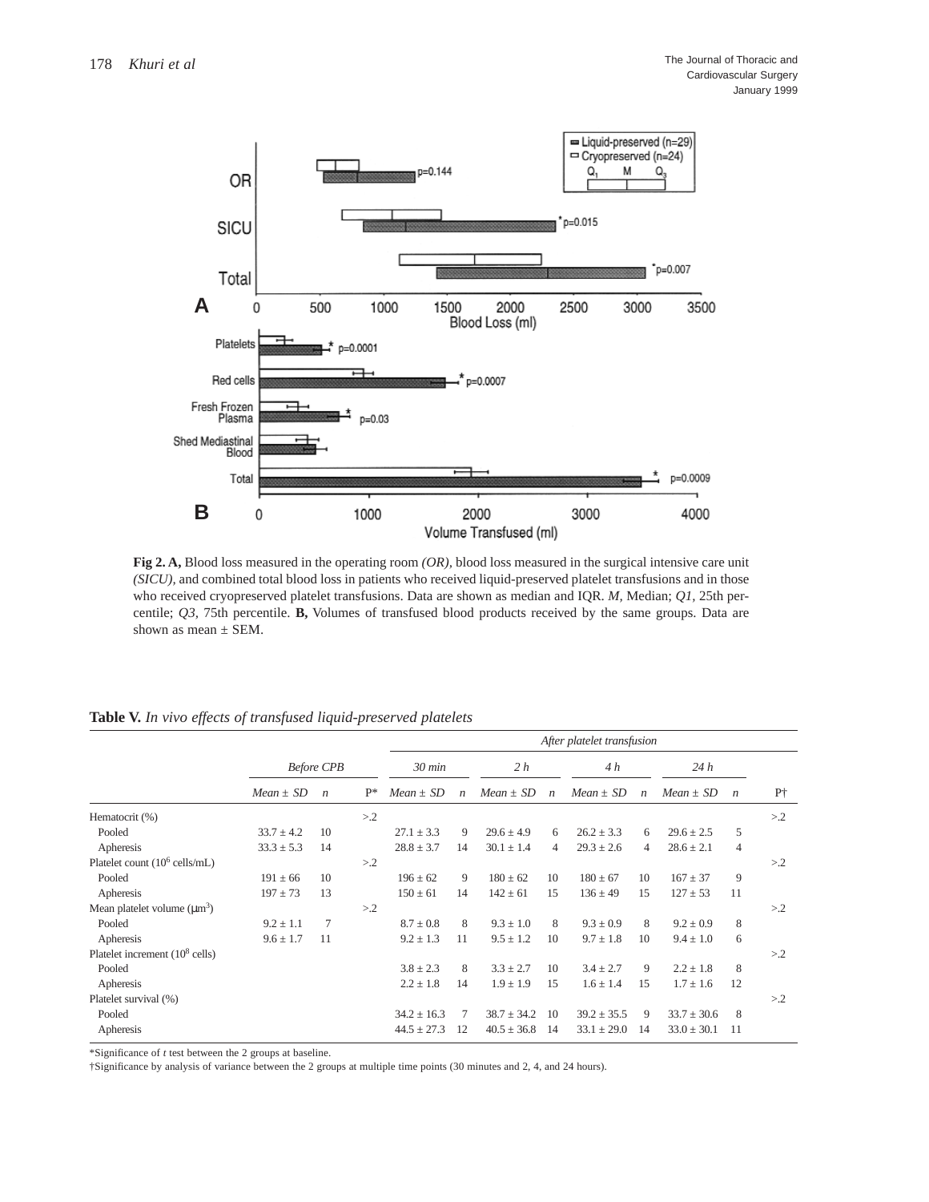**Fig 2. A,** Blood loss measured in the operating room *(OR),* blood loss measured in the surgical intensive care unit *(SICU),* and combined total blood loss in patients who received liquid-preserved platelet transfusions and in those who received cryopreserved platelet transfusions. Data are shown as median and IQR. *M,* Median; *Q1,* 25th percentile; *Q3,* 75th percentile. **B,** Volumes of transfused blood products received by the same groups. Data are shown as mean ± SEM.

**Table V.** *In vivo effects of transfused liquid-preserved platelets*

| | *Before CPB* | | | *After platelet transfusion* | | | | | | | | |
|---|---|---|---|---|---|---|---|---|---|---|---|---|
| | | | | *30 min* | | *2 h* | | *4 h* | | *24 h* | | |
| | *Mean ± SD* | *n* | P* | *Mean ± SD* | *n* | *Mean ± SD* | *n* | *Mean ± SD* | *n* | *Mean ± SD* | *n* | P† |
| Hematocrit (%) | | | >.2 | | | | | | | | | >.2 |
| Pooled | 33.7 ± 4.2 | 10 | | 27.1 ± 3.3 | 9 | 29.6 ± 4.9 | 6 | 26.2 ± 3.3 | 6 | 29.6 ± 2.5 | 5 | |
| Apheresis | 33.3 ± 5.3 | 14 | | 28.8 ± 3.7 | 14 | 30.1 ± 1.4 | 4 | 29.3 ± 2.6 | 4 | 28.6 ± 2.1 | 4 | |
| Platelet count ($10^6$ cells/mL) | | | >.2 | | | | | | | | | >.2 |
| Pooled | 191 ± 66 | 10 | | 196 ± 62 | 9 | 180 ± 62 | 10 | 180 ± 67 | 10 | 167 ± 37 | 9 | |
| Apheresis | 197 ± 73 | 13 | | 150 ± 61 | 14 | 142 ± 61 | 15 | 136 ± 49 | 15 | 127 ± 53 | 11 | |
| Mean platelet volume ($\mu m^3$) | | | >.2 | | | | | | | | | >.2 |
| Pooled | 9.2 ± 1.1 | 7 | | 8.7 ± 0.8 | 8 | 9.3 ± 1.0 | 8 | 9.3 ± 0.9 | 8 | 9.2 ± 0.9 | 8 | |
| Apheresis | 9.6 ± 1.7 | 11 | | 9.2 ± 1.3 | 11 | 9.5 ± 1.2 | 10 | 9.7 ± 1.8 | 10 | 9.4 ± 1.0 | 6 | |
| Platelet increment ($10^8$ cells) | | | | | | | | | | | | >.2 |
| Pooled | | | | 3.8 ± 2.3 | 8 | 3.3 ± 2.7 | 10 | 3.4 ± 2.7 | 9 | 2.2 ± 1.8 | 8 | |
| Apheresis | | | | 2.2 ± 1.8 | 14 | 1.9 ± 1.9 | 15 | 1.6 ± 1.4 | 15 | 1.7 ± 1.6 | 12 | |
| Platelet survival (%) | | | | | | | | | | | | >.2 |
| Pooled | | | | 34.2 ± 16.3 | 7 | 38.7 ± 34.2 | 10 | 39.2 ± 35.5 | 9 | 33.7 ± 30.6 | 8 | |
| Apheresis | | | | 44.5 ± 27.3 | 12 | 40.5 ± 36.8 | 14 | 33.1 ± 29.0 | 14 | 33.0 ± 30.1 | 11 | |

*Significance of *t* test between the 2 groups at baseline.

†Significance by analysis of variance between the 2 groups at multiple time points (30 minutes and 2, 4, and 24 hours).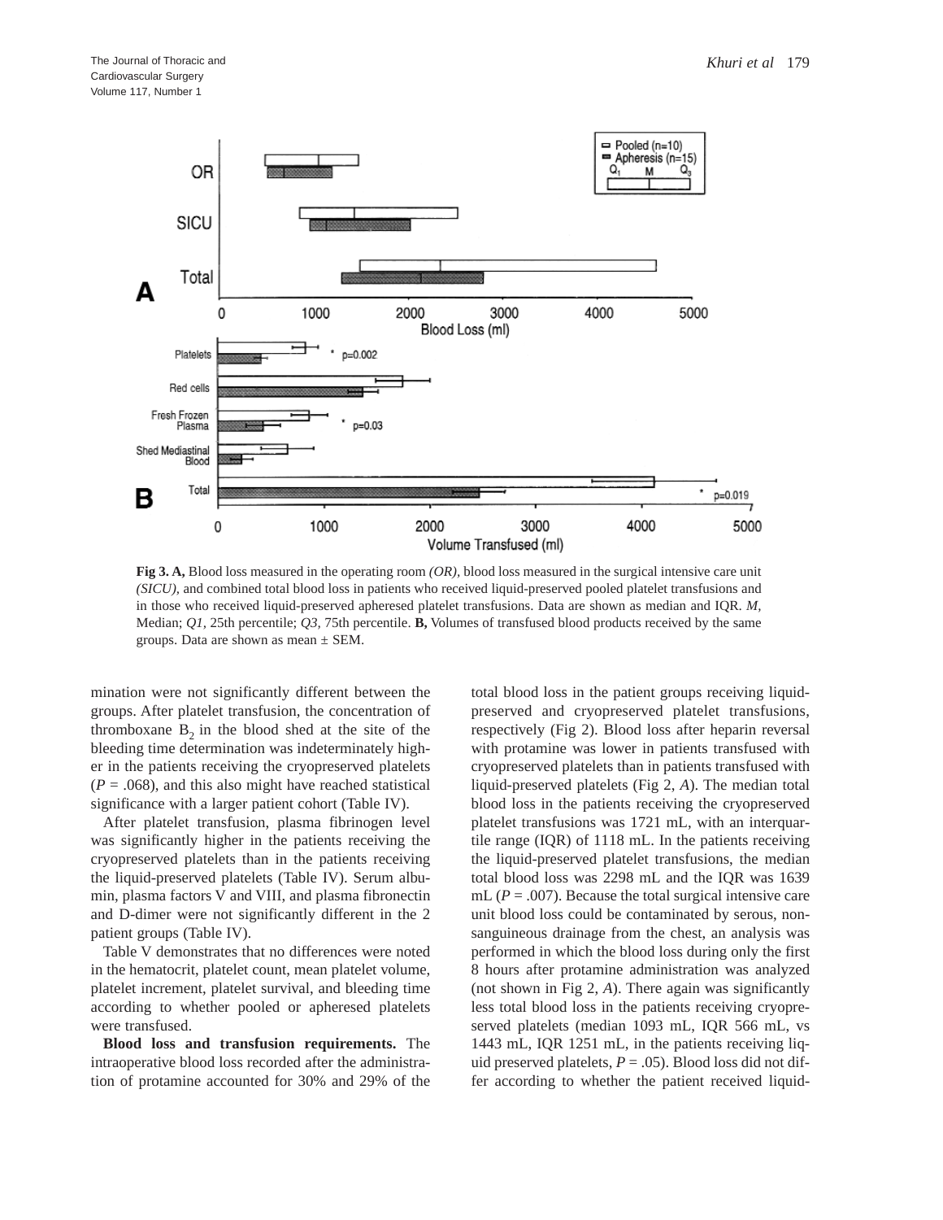**Fig 3. A,** Blood loss measured in the operating room *(OR),* blood loss measured in the surgical intensive care unit *(SICU),* and combined total blood loss in patients who received liquid-preserved pooled platelet transfusions and in those who received liquid-preserved apheresed platelet transfusions. Data are shown as median and IQR. *M,* Median; *Q1,* 25th percentile; *Q3,* 75th percentile. **B,** Volumes of transfused blood products received by the same groups. Data are shown as mean ± SEM.

mination were not significantly different between the groups. After platelet transfusion, the concentration of thromboxane $B_2$ in the blood shed at the site of the bleeding time determination was indeterminately higher in the patients receiving the cryopreserved platelets ($P = .068$), and this also might have reached statistical significance with a larger patient cohort (Table IV).

After platelet transfusion, plasma fibrinogen level was significantly higher in the patients receiving the cryopreserved platelets than in the patients receiving the liquid-preserved platelets (Table IV). Serum albumin, plasma factors V and VIII, and plasma fibronectin and D-dimer were not significantly different in the 2 patient groups (Table IV).

Table V demonstrates that no differences were noted in the hematocrit, platelet count, mean platelet volume, platelet increment, platelet survival, and bleeding time according to whether pooled or apheresed platelets were transfused.

**Blood loss and transfusion requirements.** The intraoperative blood loss recorded after the administration of protamine accounted for 30% and 29% of the total blood loss in the patient groups receiving liquid-preserved and cryopreserved platelet transfusions, respectively (Fig 2). Blood loss after heparin reversal with protamine was lower in patients transfused with cryopreserved platelets than in patients transfused with liquid-preserved platelets (Fig 2, *A*). The median total blood loss in the patients receiving the cryopreserved platelet transfusions was 1721 mL, with an interquartile range (IQR) of 1118 mL. In the patients receiving the liquid-preserved platelet transfusions, the median total blood loss was 2298 mL and the IQR was 1639 mL ($P = .007$). Because the total surgical intensive care unit blood loss could be contaminated by serous, non-sanguineous drainage from the chest, an analysis was performed in which the blood loss during only the first 8 hours after protamine administration was analyzed (not shown in Fig 2, *A*). There again was significantly less total blood loss in the patients receiving cryopreserved platelets (median 1093 mL, IQR 566 mL, vs 1443 mL, IQR 1251 mL, in the patients receiving liquid preserved platelets, $P = .05$). Blood loss did not differ according to whether the patient received liquid-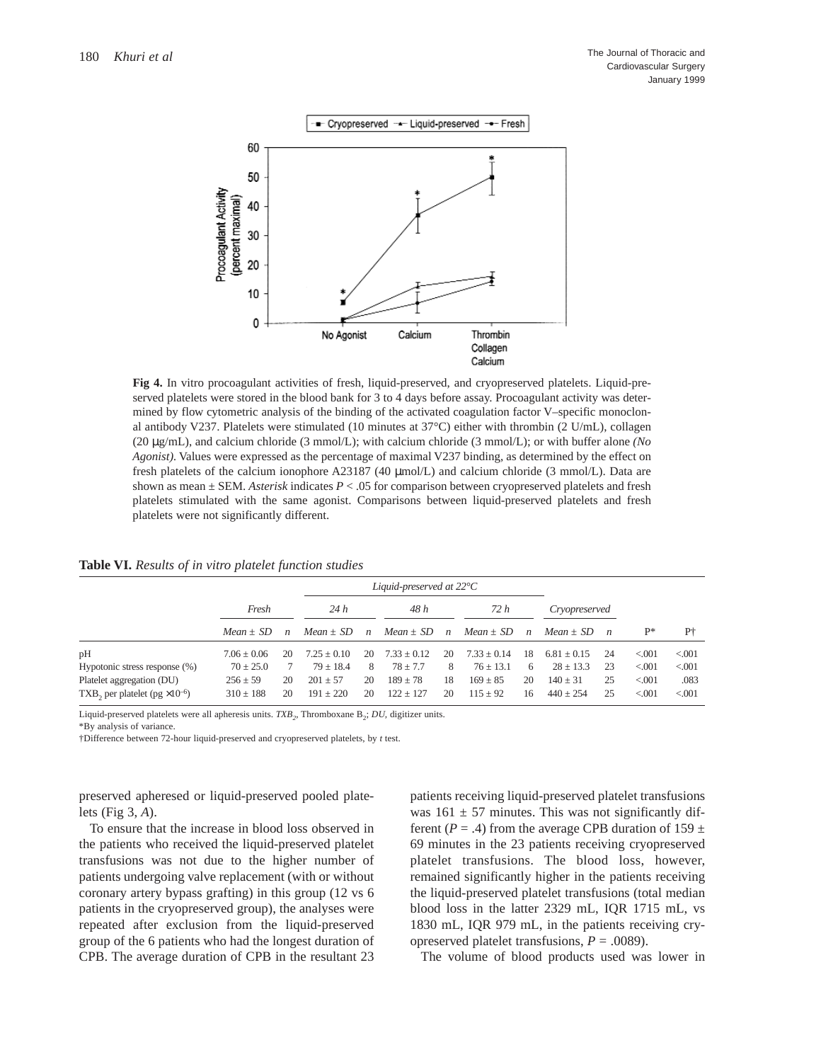**Fig 4.** In vitro procoagulant activities of fresh, liquid-preserved, and cryopreserved platelets. Liquid-preserved platelets were stored in the blood bank for 3 to 4 days before assay. Procoagulant activity was determined by flow cytometric analysis of the binding of the activated coagulation factor V–specific monoclonal antibody V237. Platelets were stimulated (10 minutes at 37°C) either with thrombin (2 U/mL), collagen (20 μg/mL), and calcium chloride (3 mmol/L); with calcium chloride (3 mmol/L); or with buffer alone *(No Agonist)*. Values were expressed as the percentage of maximal V237 binding, as determined by the effect on fresh platelets of the calcium ionophore A23187 (40 μmol/L) and calcium chloride (3 mmol/L). Data are shown as mean ± SEM. *Asterisk* indicates $P < .05$ for comparison between cryopreserved platelets and fresh platelets stimulated with the same agonist. Comparisons between liquid-preserved platelets and fresh platelets were not significantly different.

**Table VI.** *Results of in vitro platelet function studies*

| | Fresh | | Liquid-preserved at 22°C | | | | | | Cryopreserved | | | |
|---|---|---|---|---|---|---|---|---|---|---|---|---|
| | | | 24 h | | 48 h | | 72 h | | | | | |
| | Mean ± SD | n | Mean ± SD | n | Mean ± SD | n | Mean ± SD | n | Mean ± SD | n | P* | P† |
| pH | 7.06 ± 0.06 | 20 | 7.25 ± 0.10 | 20 | 7.33 ± 0.12 | 20 | 7.33 ± 0.14 | 18 | 6.81 ± 0.15 | 24 | <.001 | <.001 |
| Hypotonic stress response (%) | 70 ± 25.0 | 7 | 79 ± 18.4 | 8 | 78 ± 7.7 | 8 | 76 ± 13.1 | 6 | 28 ± 13.3 | 23 | <.001 | <.001 |
| Platelet aggregation (DU) | 256 ± 59 | 20 | 201 ± 57 | 20 | 189 ± 78 | 18 | 169 ± 85 | 20 | 140 ± 31 | 25 | <.001 | .083 |
| $TXB_2$ per platelet (pg $\times 10^{-6}$) | 310 ± 188 | 20 | 191 ± 220 | 20 | 122 ± 127 | 20 | 115 ± 92 | 16 | 440 ± 254 | 25 | <.001 | <.001 |

Liquid-preserved platelets were all apheresis units. *$TXB_2$*, Thromboxane $B_2$; *DU*, digitizer units.

*By analysis of variance.

†Difference between 72-hour liquid-preserved and cryopreserved platelets, by *t* test.

preserved apheresed or liquid-preserved pooled platelets (Fig 3, *A*).

To ensure that the increase in blood loss observed in the patients who received the liquid-preserved platelet transfusions was not due to the higher number of patients undergoing valve replacement (with or without coronary artery bypass grafting) in this group (12 vs 6 patients in the cryopreserved group), the analyses were repeated after exclusion from the liquid-preserved group of the 6 patients who had the longest duration of CPB. The average duration of CPB in the resultant 23 patients receiving liquid-preserved platelet transfusions was 161 ± 57 minutes. This was not significantly different ($P = .4$) from the average CPB duration of 159 ± 69 minutes in the 23 patients receiving cryopreserved platelet transfusions. The blood loss, however, remained significantly higher in the patients receiving the liquid-preserved platelet transfusions (total median blood loss in the latter 2329 mL, IQR 1715 mL, vs 1830 mL, IQR 979 mL, in the patients receiving cryopreserved platelet transfusions, $P = .0089$).

The volume of blood products used was lower in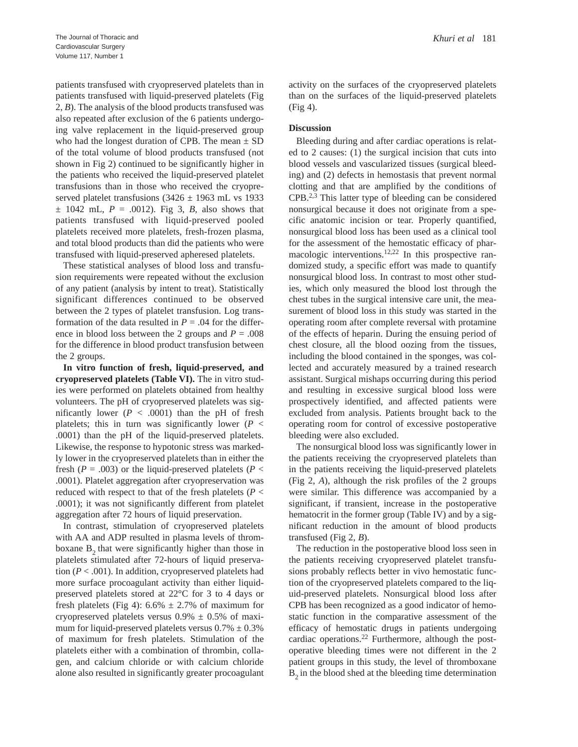patients transfused with cryopreserved platelets than in patients transfused with liquid-preserved platelets (Fig 2, *B*). The analysis of the blood products transfused was also repeated after exclusion of the 6 patients undergoing valve replacement in the liquid-preserved group who had the longest duration of CPB. The mean ± SD of the total volume of blood products transfused (not shown in Fig 2) continued to be significantly higher in the patients who received the liquid-preserved platelet transfusions than in those who received the cryopreserved platelet transfusions (3426 ± 1963 mL vs 1933 ± 1042 mL, $P$ = .0012). Fig 3, *B,* also shows that patients transfused with liquid-preserved pooled platelets received more platelets, fresh-frozen plasma, and total blood products than did the patients who were transfused with liquid-preserved apheresed platelets.

These statistical analyses of blood loss and transfusion requirements were repeated without the exclusion of any patient (analysis by intent to treat). Statistically significant differences continued to be observed between the 2 types of platelet transfusion. Log transformation of the data resulted in $P$ = .04 for the difference in blood loss between the 2 groups and $P$ = .008 for the difference in blood product transfusion between the 2 groups.

**In vitro function of fresh, liquid-preserved, and cryopreserved platelets (Table VI).** The in vitro studies were performed on platelets obtained from healthy volunteers. The pH of cryopreserved platelets was significantly lower ($P$ < .0001) than the pH of fresh platelets; this in turn was significantly lower ($P$ < .0001) than the pH of the liquid-preserved platelets. Likewise, the response to hypotonic stress was markedly lower in the cryopreserved platelets than in either the fresh ($P$ = .003) or the liquid-preserved platelets ($P$ < .0001). Platelet aggregation after cryopreservation was reduced with respect to that of the fresh platelets ($P$ < .0001); it was not significantly different from platelet aggregation after 72 hours of liquid preservation.

In contrast, stimulation of cryopreserved platelets with AA and ADP resulted in plasma levels of thromboxane $B_2$ that were significantly higher than those in platelets stimulated after 72-hours of liquid preservation ($P$ < .001). In addition, cryopreserved platelets had more surface procoagulant activity than either liquid-preserved platelets stored at 22°C for 3 to 4 days or fresh platelets (Fig 4): 6.6% ± 2.7% of maximum for cryopreserved platelets versus 0.9% ± 0.5% of maximum for liquid-preserved platelets versus 0.7% ± 0.3% of maximum for fresh platelets. Stimulation of the platelets either with a combination of thrombin, collagen, and calcium chloride or with calcium chloride alone also resulted in significantly greater procoagulant activity on the surfaces of the cryopreserved platelets than on the surfaces of the liquid-preserved platelets (Fig 4).

## Discussion

Bleeding during and after cardiac operations is related to 2 causes: (1) the surgical incision that cuts into blood vessels and vascularized tissues (surgical bleeding) and (2) defects in hemostasis that prevent normal clotting and that are amplified by the conditions of CPB.[2,3] This latter type of bleeding can be considered nonsurgical because it does not originate from a specific anatomic incision or tear. Properly quantified, nonsurgical blood loss has been used as a clinical tool for the assessment of the hemostatic efficacy of pharmacologic interventions.[12,22] In this prospective randomized study, a specific effort was made to quantify nonsurgical blood loss. In contrast to most other studies, which only measured the blood lost through the chest tubes in the surgical intensive care unit, the measurement of blood loss in this study was started in the operating room after complete reversal with protamine of the effects of heparin. During the ensuing period of chest closure, all the blood oozing from the tissues, including the blood contained in the sponges, was collected and accurately measured by a trained research assistant. Surgical mishaps occurring during this period and resulting in excessive surgical blood loss were prospectively identified, and affected patients were excluded from analysis. Patients brought back to the operating room for control of excessive postoperative bleeding were also excluded.

The nonsurgical blood loss was significantly lower in the patients receiving the cryopreserved platelets than in the patients receiving the liquid-preserved platelets (Fig 2, *A*), although the risk profiles of the 2 groups were similar. This difference was accompanied by a significant, if transient, increase in the postoperative hematocrit in the former group (Table IV) and by a significant reduction in the amount of blood products transfused (Fig 2, *B*).

The reduction in the postoperative blood loss seen in the patients receiving cryopreserved platelet transfusions probably reflects better in vivo hemostatic function of the cryopreserved platelets compared to the liquid-preserved platelets. Nonsurgical blood loss after CPB has been recognized as a good indicator of hemostatic function in the comparative assessment of the efficacy of hemostatic drugs in patients undergoing cardiac operations.[22] Furthermore, although the postoperative bleeding times were not different in the 2 patient groups in this study, the level of thromboxane $B_2$ in the blood shed at the bleeding time determination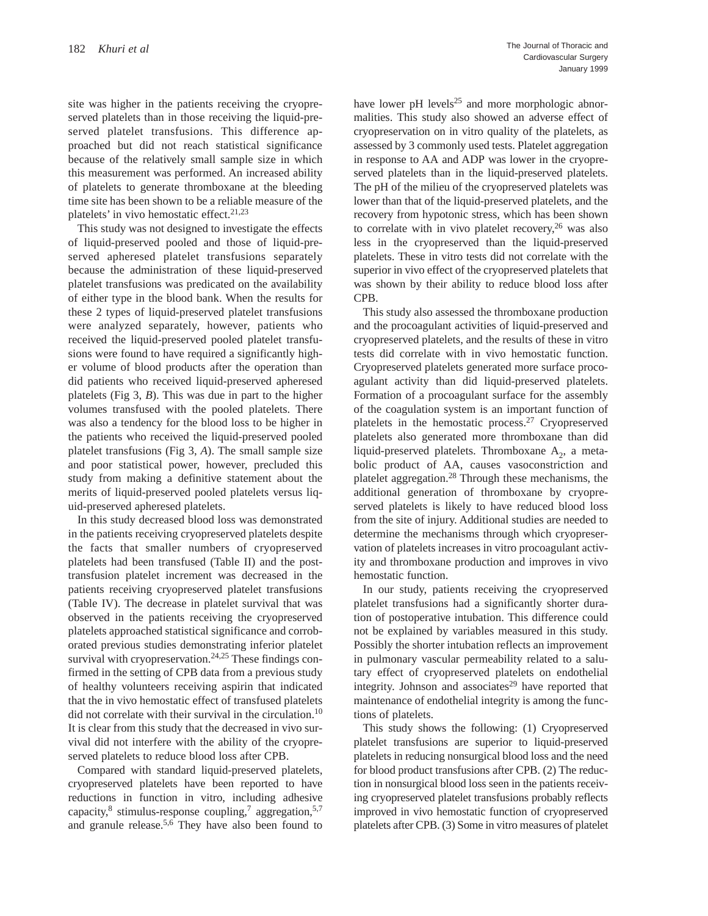site was higher in the patients receiving the cryopreserved platelets than in those receiving the liquid-preserved platelet transfusions. This difference approached but did not reach statistical significance because of the relatively small sample size in which this measurement was performed. An increased ability of platelets to generate thromboxane at the bleeding time site has been shown to be a reliable measure of the platelets' in vivo hemostatic effect.[21,23]

This study was not designed to investigate the effects of liquid-preserved pooled and those of liquid-preserved apheresed platelet transfusions separately because the administration of these liquid-preserved platelet transfusions was predicated on the availability of either type in the blood bank. When the results for these 2 types of liquid-preserved platelet transfusions were analyzed separately, however, patients who received the liquid-preserved pooled platelet transfusions were found to have required a significantly higher volume of blood products after the operation than did patients who received liquid-preserved apheresed platelets (Fig 3, *B*). This was due in part to the higher volumes transfused with the pooled platelets. There was also a tendency for the blood loss to be higher in the patients who received the liquid-preserved pooled platelet transfusions (Fig 3, *A*). The small sample size and poor statistical power, however, precluded this study from making a definitive statement about the merits of liquid-preserved pooled platelets versus liquid-preserved apheresed platelets.

In this study decreased blood loss was demonstrated in the patients receiving cryopreserved platelets despite the facts that smaller numbers of cryopreserved platelets had been transfused (Table II) and the posttransfusion platelet increment was decreased in the patients receiving cryopreserved platelet transfusions (Table IV). The decrease in platelet survival that was observed in the patients receiving the cryopreserved platelets approached statistical significance and corroborated previous studies demonstrating inferior platelet survival with cryopreservation.[24,25] These findings confirmed in the setting of CPB data from a previous study of healthy volunteers receiving aspirin that indicated that the in vivo hemostatic effect of transfused platelets did not correlate with their survival in the circulation.[10] It is clear from this study that the decreased in vivo survival did not interfere with the ability of the cryopreserved platelets to reduce blood loss after CPB.

Compared with standard liquid-preserved platelets, cryopreserved platelets have been reported to have reductions in function in vitro, including adhesive capacity,[8] stimulus-response coupling,[7] aggregation,[5,7] and granule release.[5,6] They have also been found to have lower pH levels[25] and more morphologic abnormalities. This study also showed an adverse effect of cryopreservation on in vitro quality of the platelets, as assessed by 3 commonly used tests. Platelet aggregation in response to AA and ADP was lower in the cryopreserved platelets than in the liquid-preserved platelets. The pH of the milieu of the cryopreserved platelets was lower than that of the liquid-preserved platelets, and the recovery from hypotonic stress, which has been shown to correlate with in vivo platelet recovery,[26] was also less in the cryopreserved than the liquid-preserved platelets. These in vitro tests did not correlate with the superior in vivo effect of the cryopreserved platelets that was shown by their ability to reduce blood loss after CPB.

This study also assessed the thromboxane production and the procoagulant activities of liquid-preserved and cryopreserved platelets, and the results of these in vitro tests did correlate with in vivo hemostatic function. Cryopreserved platelets generated more surface procoagulant activity than did liquid-preserved platelets. Formation of a procoagulant surface for the assembly of the coagulation system is an important function of platelets in the hemostatic process.[27] Cryopreserved platelets also generated more thromboxane than did liquid-preserved platelets. Thromboxane $A_2$, a metabolic product of AA, causes vasoconstriction and platelet aggregation.[28] Through these mechanisms, the additional generation of thromboxane by cryopreserved platelets is likely to have reduced blood loss from the site of injury. Additional studies are needed to determine the mechanisms through which cryopreservation of platelets increases in vitro procoagulant activity and thromboxane production and improves in vivo hemostatic function.

In our study, patients receiving the cryopreserved platelet transfusions had a significantly shorter duration of postoperative intubation. This difference could not be explained by variables measured in this study. Possibly the shorter intubation reflects an improvement in pulmonary vascular permeability related to a salutary effect of cryopreserved platelets on endothelial integrity. Johnson and associates[29] have reported that maintenance of endothelial integrity is among the functions of platelets.

This study shows the following: (1) Cryopreserved platelet transfusions are superior to liquid-preserved platelets in reducing nonsurgical blood loss and the need for blood product transfusions after CPB. (2) The reduction in nonsurgical blood loss seen in the patients receiving cryopreserved platelet transfusions probably reflects improved in vivo hemostatic function of cryopreserved platelets after CPB. (3) Some in vitro measures of platelet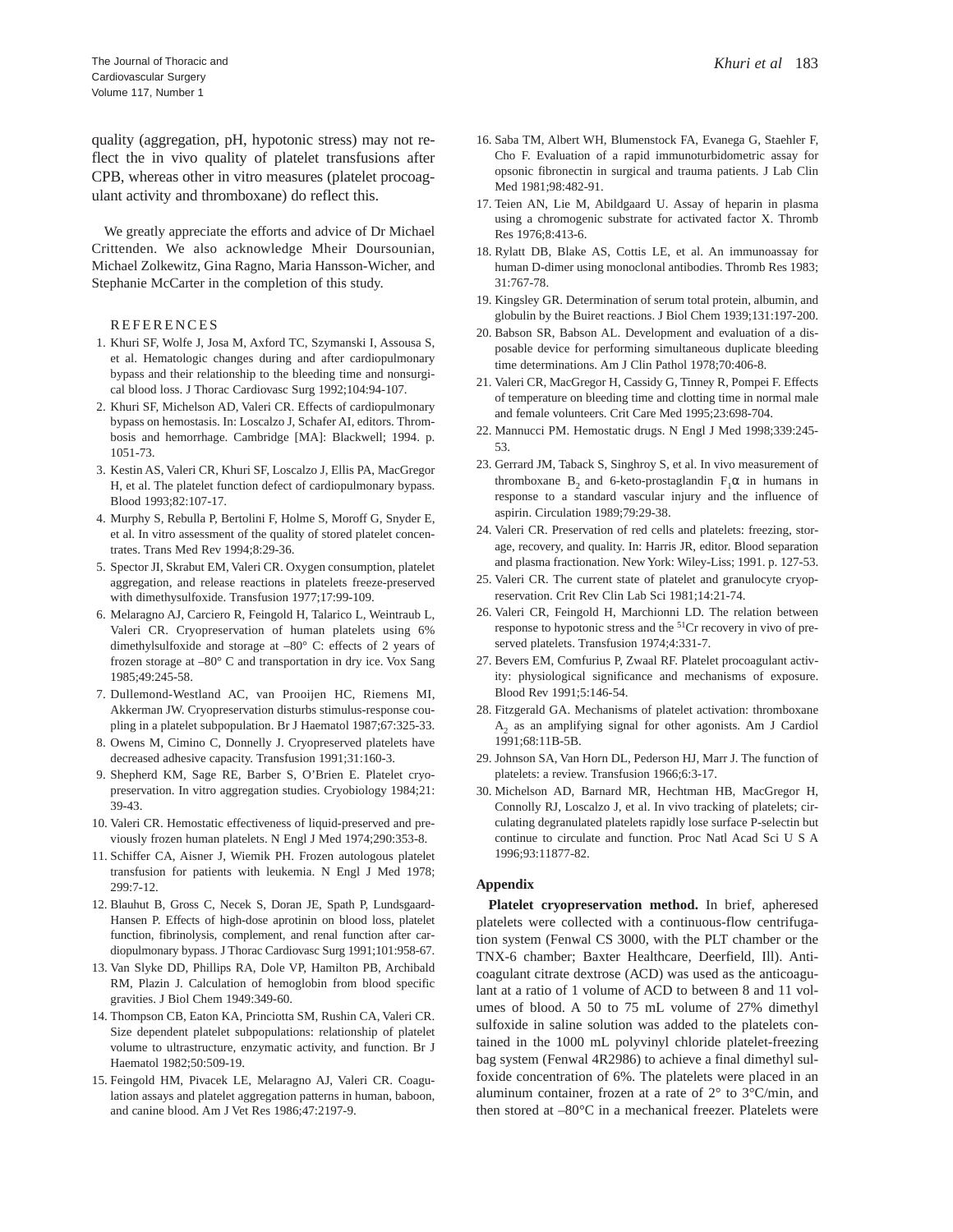quality (aggregation, pH, hypotonic stress) may not reflect the in vivo quality of platelet transfusions after CPB, whereas other in vitro measures (platelet procoagulant activity and thromboxane) do reflect this.

We greatly appreciate the efforts and advice of Dr Michael Crittenden. We also acknowledge Mheir Doursounian, Michael Zolkewitz, Gina Ragno, Maria Hansson-Wicher, and Stephanie McCarter in the completion of this study.

## REFERENCES

1. Khuri SF, Wolfe J, Josa M, Axford TC, Szymanski I, Assousa S, et al. Hematologic changes during and after cardiopulmonary bypass and their relationship to the bleeding time and nonsurgical blood loss. J Thorac Cardiovasc Surg 1992;104:94-107.
2. Khuri SF, Michelson AD, Valeri CR. Effects of cardiopulmonary bypass on hemostasis. In: Loscalzo J, Schafer AI, editors. Thrombosis and hemorrhage. Cambridge [MA]: Blackwell; 1994. p. 1051-73.
3. Kestin AS, Valeri CR, Khuri SF, Loscalzo J, Ellis PA, MacGregor H, et al. The platelet function defect of cardiopulmonary bypass. Blood 1993;82:107-17.
4. Murphy S, Rebulla P, Bertolini F, Holme S, Moroff G, Snyder E, et al. In vitro assessment of the quality of stored platelet concentrates. Trans Med Rev 1994;8:29-36.
5. Spector JI, Skrabut EM, Valeri CR. Oxygen consumption, platelet aggregation, and release reactions in platelets freeze-preserved with dimethysulfoxide. Transfusion 1977;17:99-109.
6. Melaragno AJ, Carciero R, Feingold H, Talarico L, Weintraub L, Valeri CR. Cryopreservation of human platelets using 6% dimethylsulfoxide and storage at –80° C: effects of 2 years of frozen storage at –80° C and transportation in dry ice. Vox Sang 1985;49:245-58.
7. Dullemond-Westland AC, van Prooijen HC, Riemens MI, Akkerman JW. Cryopreservation disturbs stimulus-response coupling in a platelet subpopulation. Br J Haematol 1987;67:325-33.
8. Owens M, Cimino C, Donnelly J. Cryopreserved platelets have decreased adhesive capacity. Transfusion 1991;31:160-3.
9. Shepherd KM, Sage RE, Barber S, O'Brien E. Platelet cryopreservation. In vitro aggregation studies. Cryobiology 1984;21: 39-43.
10. Valeri CR. Hemostatic effectiveness of liquid-preserved and previously frozen human platelets. N Engl J Med 1974;290:353-8.
11. Schiffer CA, Aisner J, Wiemik PH. Frozen autologous platelet transfusion for patients with leukemia. N Engl J Med 1978; 299:7-12.
12. Blauhut B, Gross C, Necek S, Doran JE, Spath P, Lundsgaard-Hansen P. Effects of high-dose aprotinin on blood loss, platelet function, fibrinolysis, complement, and renal function after cardiopulmonary bypass. J Thorac Cardiovasc Surg 1991;101:958-67.
13. Van Slyke DD, Phillips RA, Dole VP, Hamilton PB, Archibald RM, Plazin J. Calculation of hemoglobin from blood specific gravities. J Biol Chem 1949:349-60.
14. Thompson CB, Eaton KA, Princiotta SM, Rushin CA, Valeri CR. Size dependent platelet subpopulations: relationship of platelet volume to ultrastructure, enzymatic activity, and function. Br J Haematol 1982;50:509-19.
15. Feingold HM, Pivacek LE, Melaragno AJ, Valeri CR. Coagulation assays and platelet aggregation patterns in human, baboon, and canine blood. Am J Vet Res 1986;47:2197-9.
16. Saba TM, Albert WH, Blumenstock FA, Evanega G, Staehler F, Cho F. Evaluation of a rapid immunoturbidometric assay for opsonic fibronectin in surgical and trauma patients. J Lab Clin Med 1981;98:482-91.
17. Teien AN, Lie M, Abildgaard U. Assay of heparin in plasma using a chromogenic substrate for activated factor X. Thromb Res 1976;8:413-6.
18. Rylatt DB, Blake AS, Cottis LE, et al. An immunoassay for human D-dimer using monoclonal antibodies. Thromb Res 1983; 31:767-78.
19. Kingsley GR. Determination of serum total protein, albumin, and globulin by the Buiret reactions. J Biol Chem 1939;131:197-200.
20. Babson SR, Babson AL. Development and evaluation of a disposable device for performing simultaneous duplicate bleeding time determinations. Am J Clin Pathol 1978;70:406-8.
21. Valeri CR, MacGregor H, Cassidy G, Tinney R, Pompei F. Effects of temperature on bleeding time and clotting time in normal male and female volunteers. Crit Care Med 1995;23:698-704.
22. Mannucci PM. Hemostatic drugs. N Engl J Med 1998;339:245-53.
23. Gerrard JM, Taback S, Singhroy S, et al. In vivo measurement of thromboxane $B_2$ and 6-keto-prostaglandin $F_1\alpha$ in humans in response to a standard vascular injury and the influence of aspirin. Circulation 1989;79:29-38.
24. Valeri CR. Preservation of red cells and platelets: freezing, storage, recovery, and quality. In: Harris JR, editor. Blood separation and plasma fractionation. New York: Wiley-Liss; 1991. p. 127-53.
25. Valeri CR. The current state of platelet and granulocyte cryopreservation. Crit Rev Clin Lab Sci 1981;14:21-74.
26. Valeri CR, Feingold H, Marchionni LD. The relation between response to hypotonic stress and the $^{51}$Cr recovery in vivo of preserved platelets. Transfusion 1974;4:331-7.
27. Bevers EM, Comfurius P, Zwaal RF. Platelet procoagulant activity: physiological significance and mechanisms of exposure. Blood Rev 1991;5:146-54.
28. Fitzgerald GA. Mechanisms of platelet activation: thromboxane $A_2$ as an amplifying signal for other agonists. Am J Cardiol 1991;68:11B-5B.
29. Johnson SA, Van Horn DL, Pederson HJ, Marr J. The function of platelets: a review. Transfusion 1966;6:3-17.
30. Michelson AD, Barnard MR, Hechtman HB, MacGregor H, Connolly RJ, Loscalzo J, et al. In vivo tracking of platelets; circulating degranulated platelets rapidly lose surface P-selectin but continue to circulate and function. Proc Natl Acad Sci U S A 1996;93:11877-82.

## Appendix

**Platelet cryopreservation method.** In brief, apheresed platelets were collected with a continuous-flow centrifugation system (Fenwal CS 3000, with the PLT chamber or the TNX-6 chamber; Baxter Healthcare, Deerfield, Ill). Anticoagulant citrate dextrose (ACD) was used as the anticoagulant at a ratio of 1 volume of ACD to between 8 and 11 volumes of blood. A 50 to 75 mL volume of 27% dimethyl sulfoxide in saline solution was added to the platelets contained in the 1000 mL polyvinyl chloride platelet-freezing bag system (Fenwal 4R2986) to achieve a final dimethyl sulfoxide concentration of 6%. The platelets were placed in an aluminum container, frozen at a rate of 2° to 3°C/min, and then stored at –80°C in a mechanical freezer. Platelets were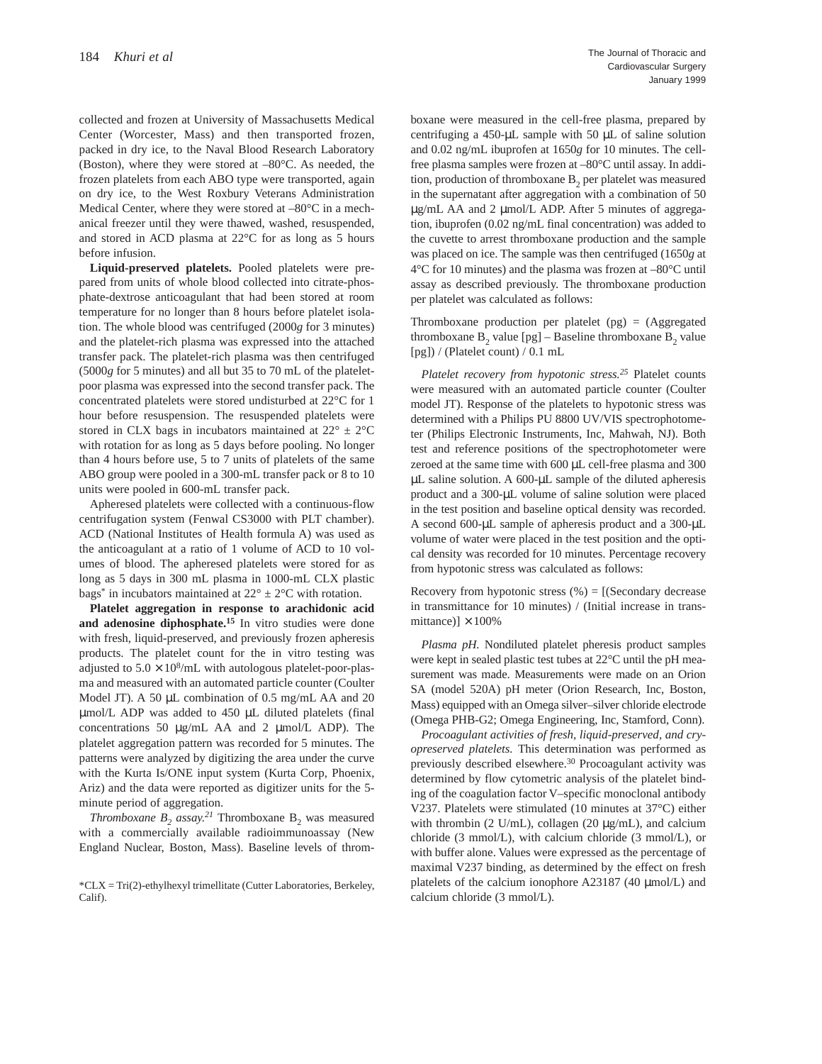collected and frozen at University of Massachusetts Medical Center (Worcester, Mass) and then transported frozen, packed in dry ice, to the Naval Blood Research Laboratory (Boston), where they were stored at –80°C. As needed, the frozen platelets from each ABO type were transported, again on dry ice, to the West Roxbury Veterans Administration Medical Center, where they were stored at –80°C in a mechanical freezer until they were thawed, washed, resuspended, and stored in ACD plasma at 22°C for as long as 5 hours before infusion.

**Liquid-preserved platelets.** Pooled platelets were prepared from units of whole blood collected into citrate-phosphate-dextrose anticoagulant that had been stored at room temperature for no longer than 8 hours before platelet isolation. The whole blood was centrifuged (2000*g* for 3 minutes) and the platelet-rich plasma was expressed into the attached transfer pack. The platelet-rich plasma was then centrifuged (5000*g* for 5 minutes) and all but 35 to 70 mL of the platelet-poor plasma was expressed into the second transfer pack. The concentrated platelets were stored undisturbed at 22°C for 1 hour before resuspension. The resuspended platelets were stored in CLX bags in incubators maintained at 22° ± 2°C with rotation for as long as 5 days before pooling. No longer than 4 hours before use, 5 to 7 units of platelets of the same ABO group were pooled in a 300-mL transfer pack or 8 to 10 units were pooled in 600-mL transfer pack.

Apheresed platelets were collected with a continuous-flow centrifugation system (Fenwal CS3000 with PLT chamber). ACD (National Institutes of Health formula A) was used as the anticoagulant at a ratio of 1 volume of ACD to 10 volumes of blood. The apheresed platelets were stored for as long as 5 days in 300 mL plasma in 1000-mL CLX plastic bags* in incubators maintained at 22° ± 2°C with rotation.

**Platelet aggregation in response to arachidonic acid and adenosine diphosphate.[15]** In vitro studies were done with fresh, liquid-preserved, and previously frozen apheresis products. The platelet count for the in vitro testing was adjusted to $5.0 \times 10^8$/mL with autologous platelet-poor-plasma and measured with an automated particle counter (Coulter Model JT). A 50 μL combination of 0.5 mg/mL AA and 20 μmol/L ADP was added to 450 μL diluted platelets (final concentrations 50 μg/mL AA and 2 μmol/L ADP). The platelet aggregation pattern was recorded for 5 minutes. The patterns were analyzed by digitizing the area under the curve with the Kurta Is/ONE input system (Kurta Corp, Phoenix, Ariz) and the data were reported as digitizer units for the 5-minute period of aggregation.

*Thromboxane $B_2$ assay.[21]* Thromboxane $B_2$ was measured with a commercially available radioimmunoassay (New England Nuclear, Boston, Mass). Baseline levels of thromboxane were measured in the cell-free plasma, prepared by centrifuging a 450-μL sample with 50 μL of saline solution and 0.02 ng/mL ibuprofen at 1650*g* for 10 minutes. The cell-free plasma samples were frozen at –80°C until assay. In addition, production of thromboxane $B_2$ per platelet was measured in the supernatant after aggregation with a combination of 50 μg/mL AA and 2 μmol/L ADP. After 5 minutes of aggregation, ibuprofen (0.02 ng/mL final concentration) was added to the cuvette to arrest thromboxane production and the sample was placed on ice. The sample was then centrifuged (1650*g* at 4°C for 10 minutes) and the plasma was frozen at –80°C until assay as described previously. The thromboxane production per platelet was calculated as follows:

Thromboxane production per platelet (pg) = (Aggregated thromboxane $B_2$ value [pg] – Baseline thromboxane $B_2$ value [pg]) / (Platelet count) / 0.1 mL

*Platelet recovery from hypotonic stress.[25]* Platelet counts were measured with an automated particle counter (Coulter model JT). Response of the platelets to hypotonic stress was determined with a Philips PU 8800 UV/VIS spectrophotometer (Philips Electronic Instruments, Inc, Mahwah, NJ). Both test and reference positions of the spectrophotometer were zeroed at the same time with 600 μL cell-free plasma and 300 μL saline solution. A 600-μL sample of the diluted apheresis product and a 300-μL volume of saline solution were placed in the test position and baseline optical density was recorded. A second 600-μL sample of apheresis product and a 300-μL volume of water were placed in the test position and the optical density was recorded for 10 minutes. Percentage recovery from hypotonic stress was calculated as follows:

Recovery from hypotonic stress (%) = [(Secondary decrease in transmittance for 10 minutes) / (Initial increase in transmittance)] $\times$ 100%

*Plasma pH.* Nondiluted platelet pheresis product samples were kept in sealed plastic test tubes at 22°C until the pH measurement was made. Measurements were made on an Orion SA (model 520A) pH meter (Orion Research, Inc, Boston, Mass) equipped with an Omega silver–silver chloride electrode (Omega PHB-G2; Omega Engineering, Inc, Stamford, Conn).

*Procoagulant activities of fresh, liquid-preserved, and cryopreserved platelets.* This determination was performed as previously described elsewhere.[30] Procoagulant activity was determined by flow cytometric analysis of the platelet binding of the coagulation factor V–specific monoclonal antibody V237. Platelets were stimulated (10 minutes at 37°C) either with thrombin (2 U/mL), collagen (20 μg/mL), and calcium chloride (3 mmol/L), with calcium chloride (3 mmol/L), or with buffer alone. Values were expressed as the percentage of maximal V237 binding, as determined by the effect on fresh platelets of the calcium ionophore A23187 (40 μmol/L) and calcium chloride (3 mmol/L).

*CLX = Tri(2)-ethylhexyl trimellitate (Cutter Laboratories, Berkeley, Calif).